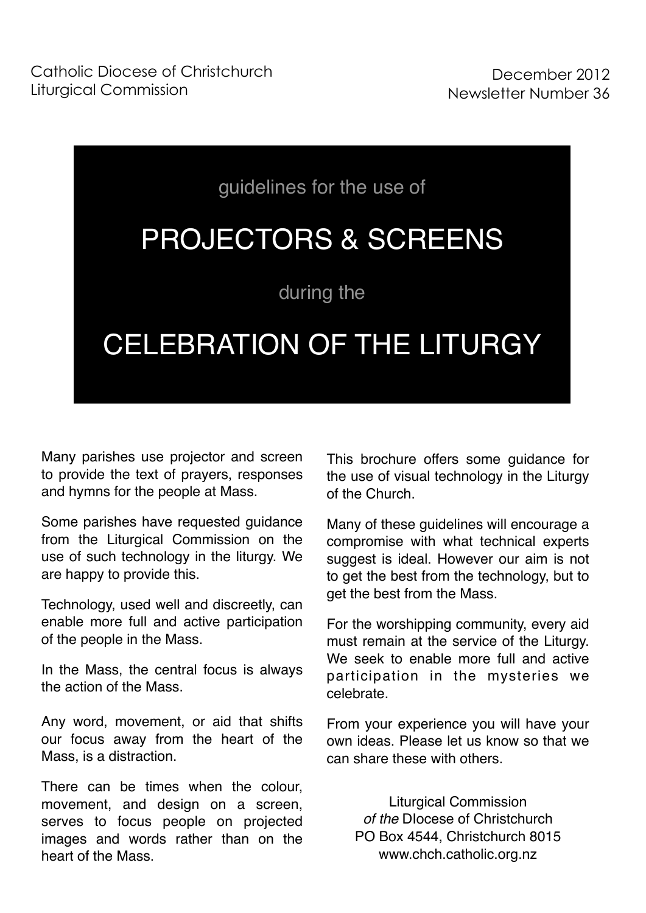Catholic Diocese of Christchurch
Liturgical Commission

December 2012
Newsletter Number 36

guidelines for the use of

# PROJECTORS & SCREENS

during the

# CELEBRATION OF THE LITURGY

Many parishes use projector and screen to provide the text of prayers, responses and hymns for the people at Mass.

Some parishes have requested guidance from the Liturgical Commission on the use of such technology in the liturgy. We are happy to provide this.

Technology, used well and discreetly, can enable more full and active participation of the people in the Mass.

In the Mass, the central focus is always the action of the Mass.

Any word, movement, or aid that shifts our focus away from the heart of the Mass, is a distraction.

There can be times when the colour, movement, and design on a screen, serves to focus people on projected images and words rather than on the heart of the Mass.

This brochure offers some guidance for the use of visual technology in the Liturgy of the Church.

Many of these guidelines will encourage a compromise with what technical experts suggest is ideal. However our aim is not to get the best from the technology, but to get the best from the Mass.

For the worshipping community, every aid must remain at the service of the Liturgy. We seek to enable more full and active participation in the mysteries we celebrate.

From your experience you will have your own ideas. Please let us know so that we can share these with others.

Liturgical Commission
*of the* DIocese of Christchurch
PO Box 4544, Christchurch 8015
www.chch.catholic.org.nz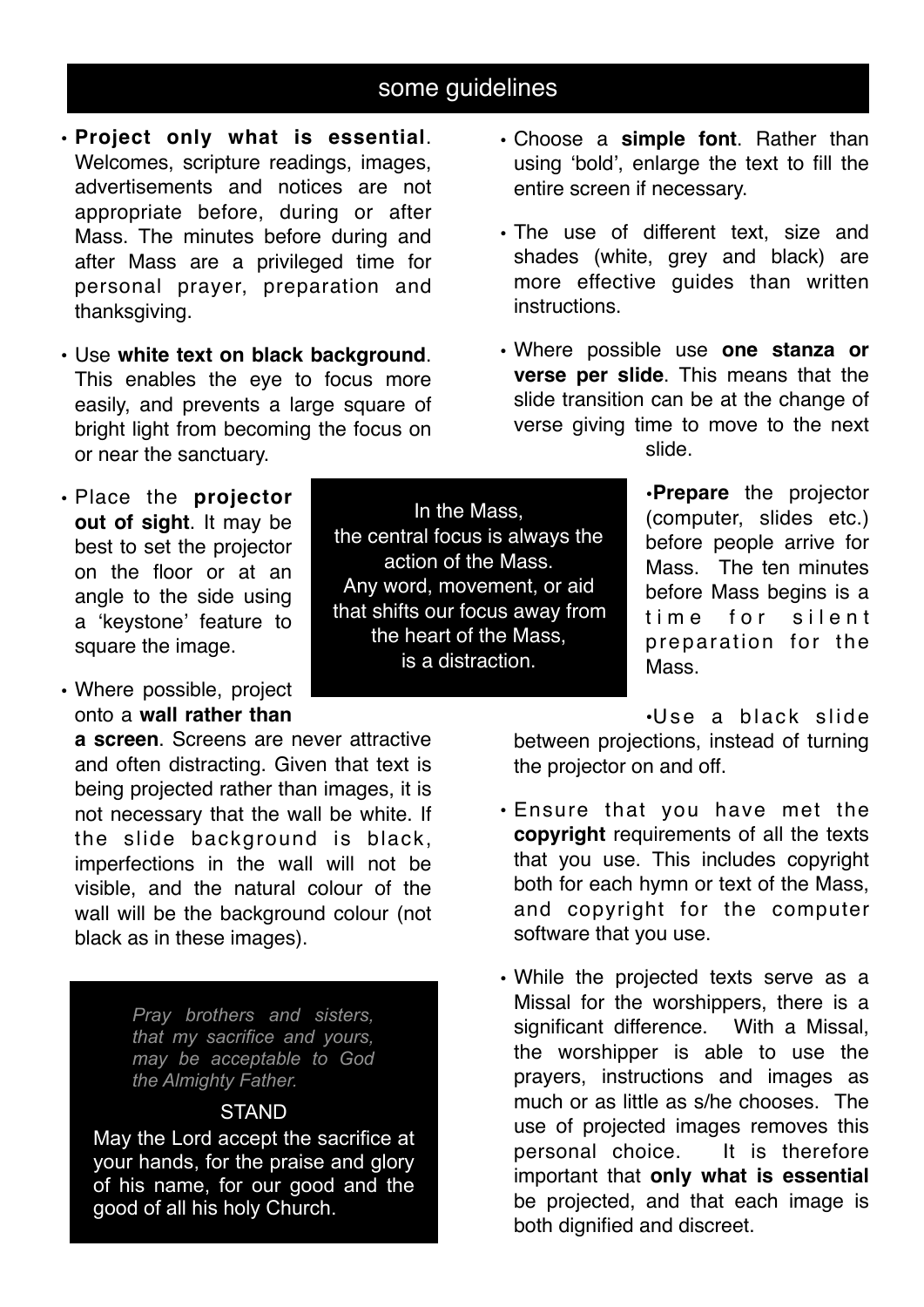## some guidelines

- **Project only what is essential**. Welcomes, scripture readings, images, advertisements and notices are not appropriate before, during or after Mass. The minutes before during and after Mass are a privileged time for personal prayer, preparation and thanksgiving.
- Use **white text on black background**. This enables the eye to focus more easily, and prevents a large square of bright light from becoming the focus on or near the sanctuary.
- Place the **projector out of sight**. It may be best to set the projector on the floor or at an angle to the side using a 'keystone' feature to square the image.
- Where possible, project onto a **wall rather than a screen**. Screens are never attractive and often distracting. Given that text is being projected rather than images, it is not necessary that the wall be white. If the slide background is black, imperfections in the wall will not be visible, and the natural colour of the wall will be the background colour (not black as in these images).

> *Pray brothers and sisters, that my sacrifice and yours, may be acceptable to God the Almighty Father.*
>
> STAND
>
> May the Lord accept the sacrifice at your hands, for the praise and glory of his name, for our good and the good of all his holy Church.

> In the Mass,
> the central focus is always the action of the Mass.
> Any word, movement, or aid that shifts our focus away from the heart of the Mass,
> is a distraction.

- Choose a **simple font**. Rather than using 'bold', enlarge the text to fill the entire screen if necessary.
- The use of different text, size and shades (white, grey and black) are more effective guides than written instructions.
- Where possible use **one stanza or verse per slide**. This means that the slide transition can be at the change of verse giving time to move to the next slide.
- **Prepare** the projector (computer, slides etc.) before people arrive for Mass. The ten minutes before Mass begins is a time for silent preparation for the Mass.
- Use a black slide between projections, instead of turning the projector on and off.
- Ensure that you have met the **copyright** requirements of all the texts that you use. This includes copyright both for each hymn or text of the Mass, and copyright for the computer software that you use.
- While the projected texts serve as a Missal for the worshippers, there is a significant difference. With a Missal, the worshipper is able to use the prayers, instructions and images as much or as little as s/he chooses. The use of projected images removes this personal choice. It is therefore important that **only what is essential** be projected, and that each image is both dignified and discreet.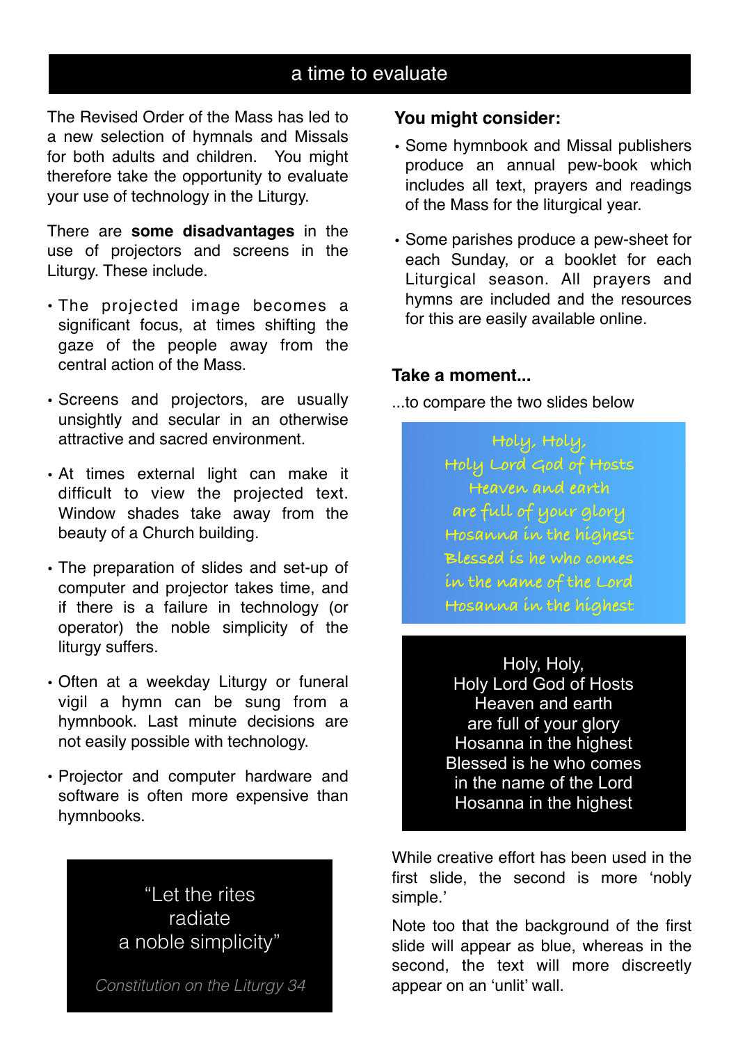## a time to evaluate

The Revised Order of the Mass has led to a new selection of hymnals and Missals for both adults and children. You might therefore take the opportunity to evaluate your use of technology in the Liturgy.

There are **some disadvantages** in the use of projectors and screens in the Liturgy. These include.

- The projected image becomes a significant focus, at times shifting the gaze of the people away from the central action of the Mass.
- Screens and projectors, are usually unsightly and secular in an otherwise attractive and sacred environment.
- At times external light can make it difficult to view the projected text. Window shades take away from the beauty of a Church building.
- The preparation of slides and set-up of computer and projector takes time, and if there is a failure in technology (or operator) the noble simplicity of the liturgy suffers.
- Often at a weekday Liturgy or funeral vigil a hymn can be sung from a hymnbook. Last minute decisions are not easily possible with technology.
- Projector and computer hardware and software is often more expensive than hymnbooks.

> "Let the rites radiate a noble simplicity"
>
> *Constitution on the Liturgy 34*

**You might consider:**

- Some hymnbook and Missal publishers produce an annual pew-book which includes all text, prayers and readings of the Mass for the liturgical year.
- Some parishes produce a pew-sheet for each Sunday, or a booklet for each Liturgical season. All prayers and hymns are included and the resources for this are easily available online.

### Take a moment...

...to compare the two slides below

Holy, Holy,
Holy Lord God of Hosts
Heaven and earth
are full of your glory
Hosanna in the highest
Blessed is he who comes
in the name of the Lord
Hosanna in the highest

Holy, Holy,
Holy Lord God of Hosts
Heaven and earth
are full of your glory
Hosanna in the highest
Blessed is he who comes
in the name of the Lord
Hosanna in the highest

While creative effort has been used in the first slide, the second is more 'nobly simple.'

Note too that the background of the first slide will appear as blue, whereas in the second, the text will more discreetly appear on an 'unlit' wall.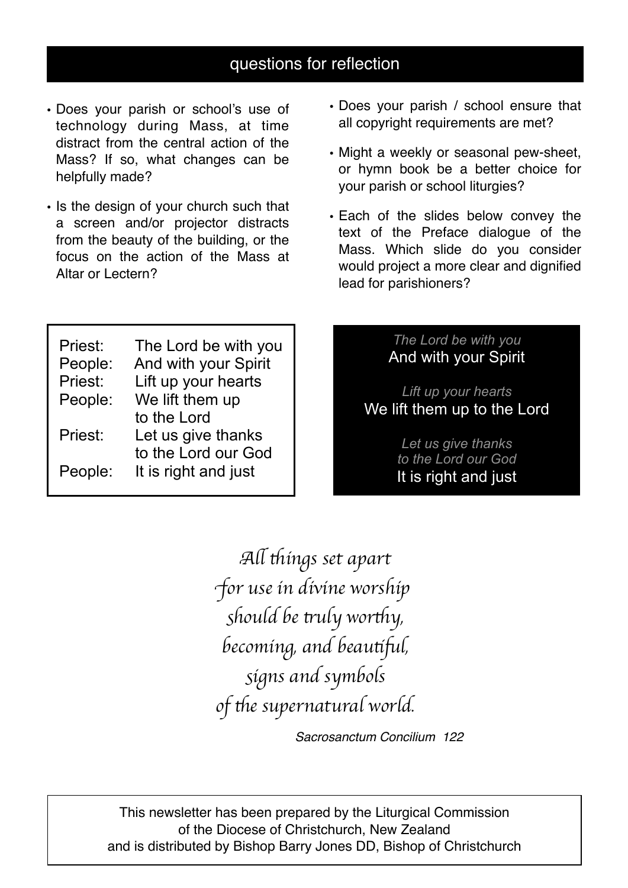## questions for reflection

- Does your parish or school's use of technology during Mass, at time distract from the central action of the Mass? If so, what changes can be helpfully made?
- Is the design of your church such that a screen and/or projector distracts from the beauty of the building, or the focus on the action of the Mass at Altar or Lectern?
- Does your parish / school ensure that all copyright requirements are met?
- Might a weekly or seasonal pew-sheet, or hymn book be a better choice for your parish or school liturgies?
- Each of the slides below convey the text of the Preface dialogue of the Mass. Which slide do you consider would project a more clear and dignified lead for parishioners?

| | |
|---|---|
| Priest: | The Lord be with you |
| People: | And with your Spirit |
| Priest: | Lift up your hearts |
| People: | We lift them up to the Lord |
| Priest: | Let us give thanks to the Lord our God |
| People: | It is right and just |

*The Lord be with you*
And with your Spirit

*Lift up your hearts*
We lift them up to the Lord

*Let us give thanks*
*to the Lord our God*
It is right and just

*All things set apart*
*for use in divine worship*
*should be truly worthy,*
*becoming, and beautiful,*
*signs and symbols*
*of the supernatural world.*

*Sacrosanctum Concilium 122*

This newsletter has been prepared by the Liturgical Commission of the Diocese of Christchurch, New Zealand and is distributed by Bishop Barry Jones DD, Bishop of Christchurch